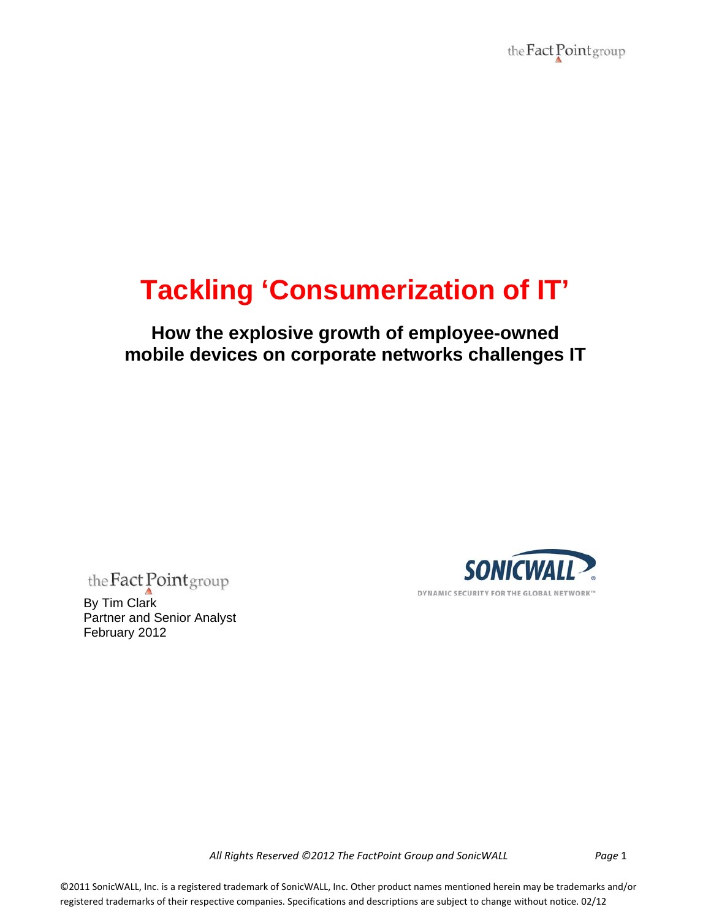# Tackling 'Consumerization of IT'

## How the explosive growth of employee-owned mobile devices on corporate networks challenges IT

the Fact Point group

By Tim Clark
Partner and Senior Analyst
February 2012

SONICWALL
DYNAMIC SECURITY FOR THE GLOBAL NETWORK™

*All Rights Reserved ©2012 The FactPoint Group and SonicWALL*

©2011 SonicWALL, Inc. is a registered trademark of SonicWALL, Inc. Other product names mentioned herein may be trademarks and/or registered trademarks of their respective companies. Specifications and descriptions are subject to change without notice. 02/12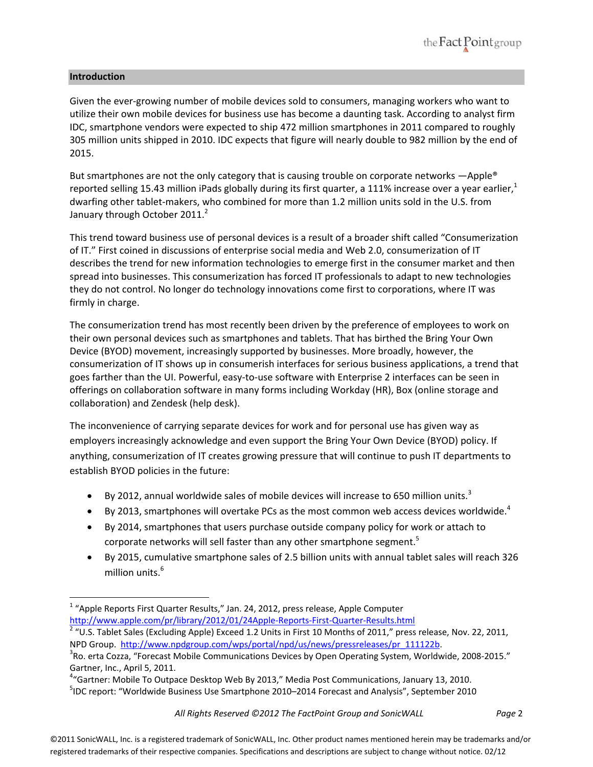## Introduction

Given the ever-growing number of mobile devices sold to consumers, managing workers who want to utilize their own mobile devices for business use has become a daunting task. According to analyst firm IDC, smartphone vendors were expected to ship 472 million smartphones in 2011 compared to roughly 305 million units shipped in 2010. IDC expects that figure will nearly double to 982 million by the end of 2015.

But smartphones are not the only category that is causing trouble on corporate networks —Apple® reported selling 15.43 million iPads globally during its first quarter, a 111% increase over a year earlier,[1] dwarfing other tablet-makers, who combined for more than 1.2 million units sold in the U.S. from January through October 2011.[2]

This trend toward business use of personal devices is a result of a broader shift called "Consumerization of IT." First coined in discussions of enterprise social media and Web 2.0, consumerization of IT describes the trend for new information technologies to emerge first in the consumer market and then spread into businesses. This consumerization has forced IT professionals to adapt to new technologies they do not control. No longer do technology innovations come first to corporations, where IT was firmly in charge.

The consumerization trend has most recently been driven by the preference of employees to work on their own personal devices such as smartphones and tablets. That has birthed the Bring Your Own Device (BYOD) movement, increasingly supported by businesses. More broadly, however, the consumerization of IT shows up in consumerish interfaces for serious business applications, a trend that goes farther than the UI. Powerful, easy-to-use software with Enterprise 2 interfaces can be seen in offerings on collaboration software in many forms including Workday (HR), Box (online storage and collaboration) and Zendesk (help desk).

The inconvenience of carrying separate devices for work and for personal use has given way as employers increasingly acknowledge and even support the Bring Your Own Device (BYOD) policy. If anything, consumerization of IT creates growing pressure that will continue to push IT departments to establish BYOD policies in the future:

- By 2012, annual worldwide sales of mobile devices will increase to 650 million units.[3]
- By 2013, smartphones will overtake PCs as the most common web access devices worldwide.[4]
- By 2014, smartphones that users purchase outside company policy for work or attach to corporate networks will sell faster than any other smartphone segment.[5]
- By 2015, cumulative smartphone sales of 2.5 billion units with annual tablet sales will reach 326 million units.[6]

---

[1] "Apple Reports First Quarter Results," Jan. 24, 2012, press release, Apple Computer http://www.apple.com/pr/library/2012/01/24Apple-Reports-First-Quarter-Results.html

[2] "U.S. Tablet Sales (Excluding Apple) Exceed 1.2 Units in First 10 Months of 2011," press release, Nov. 22, 2011, NPD Group. http://www.npdgroup.com/wps/portal/npd/us/news/pressreleases/pr_111122b.

[3] Ro. erta Cozza, "Forecast Mobile Communications Devices by Open Operating System, Worldwide, 2008-2015." Gartner, Inc., April 5, 2011.

[4] "Gartner: Mobile To Outpace Desktop Web By 2013," Media Post Communications, January 13, 2010.

[5] IDC report: "Worldwide Business Use Smartphone 2010–2014 Forecast and Analysis", September 2010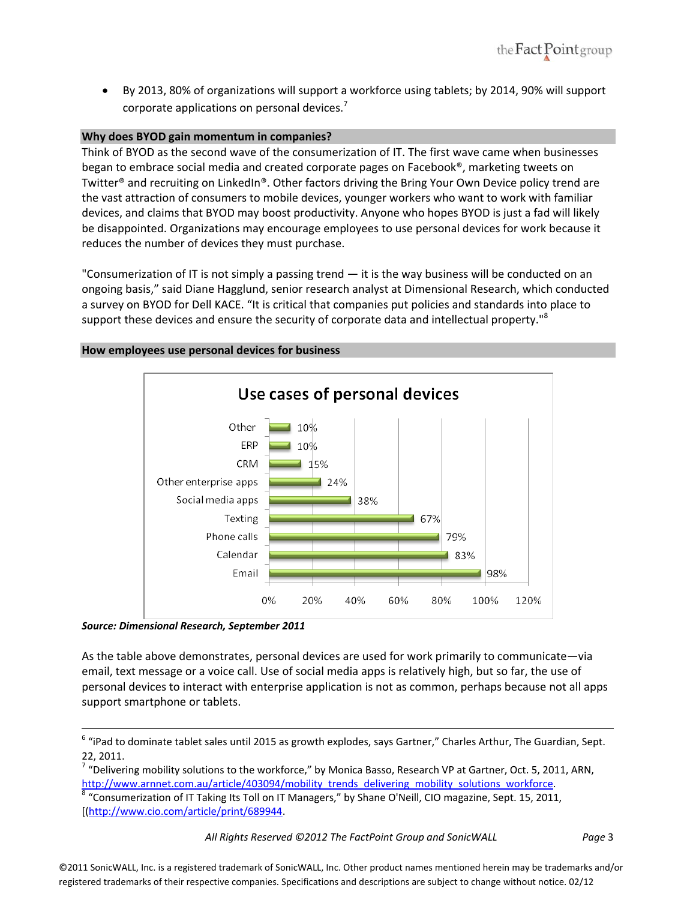- By 2013, 80% of organizations will support a workforce using tablets; by 2014, 90% will support corporate applications on personal devices.[7]

## Why does BYOD gain momentum in companies?

Think of BYOD as the second wave of the consumerization of IT. The first wave came when businesses began to embrace social media and created corporate pages on Facebook®, marketing tweets on Twitter® and recruiting on LinkedIn®. Other factors driving the Bring Your Own Device policy trend are the vast attraction of consumers to mobile devices, younger workers who want to work with familiar devices, and claims that BYOD may boost productivity. Anyone who hopes BYOD is just a fad will likely be disappointed. Organizations may encourage employees to use personal devices for work because it reduces the number of devices they must purchase.

"Consumerization of IT is not simply a passing trend — it is the way business will be conducted on an ongoing basis," said Diane Hagglund, senior research analyst at Dimensional Research, which conducted a survey on BYOD for Dell KACE. "It is critical that companies put policies and standards into place to support these devices and ensure the security of corporate data and intellectual property."[8]

## How employees use personal devices for business

**Use cases of personal devices**

| Use case | Percentage |
|---|---|
| Other | 10% |
| ERP | 10% |
| CRM | 15% |
| Other enterprise apps | 24% |
| Social media apps | 38% |
| Texting | 67% |
| Phone calls | 79% |
| Calendar | 83% |
| Email | 98% |

***Source: Dimensional Research, September 2011***

As the table above demonstrates, personal devices are used for work primarily to communicate—via email, text message or a voice call. Use of social media apps is relatively high, but so far, the use of personal devices to interact with enterprise application is not as common, perhaps because not all apps support smartphone or tablets.

---

[6] "iPad to dominate tablet sales until 2015 as growth explodes, says Gartner," Charles Arthur, The Guardian, Sept. 22, 2011.

[7] "Delivering mobility solutions to the workforce," by Monica Basso, Research VP at Gartner, Oct. 5, 2011, ARN, http://www.arnnet.com.au/article/403094/mobility_trends_delivering_mobility_solutions_workforce.

[8] "Consumerization of IT Taking Its Toll on IT Managers," by Shane O'Neill, CIO magazine, Sept. 15, 2011, [(http://www.cio.com/article/print/689944.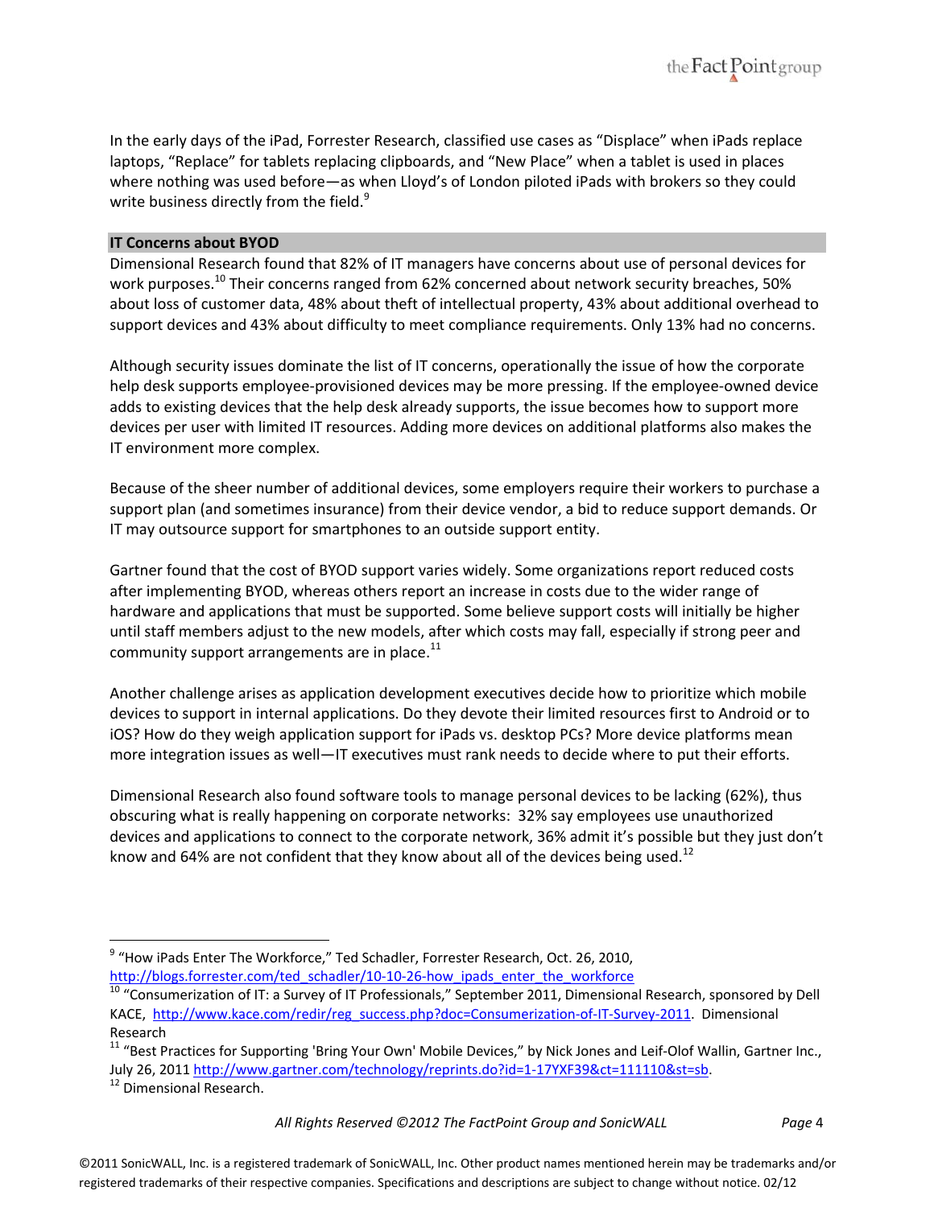In the early days of the iPad, Forrester Research, classified use cases as "Displace" when iPads replace laptops, "Replace" for tablets replacing clipboards, and "New Place" when a tablet is used in places where nothing was used before—as when Lloyd's of London piloted iPads with brokers so they could write business directly from the field.[9]

## IT Concerns about BYOD

Dimensional Research found that 82% of IT managers have concerns about use of personal devices for work purposes.[10] Their concerns ranged from 62% concerned about network security breaches, 50% about loss of customer data, 48% about theft of intellectual property, 43% about additional overhead to support devices and 43% about difficulty to meet compliance requirements. Only 13% had no concerns.

Although security issues dominate the list of IT concerns, operationally the issue of how the corporate help desk supports employee-provisioned devices may be more pressing. If the employee-owned device adds to existing devices that the help desk already supports, the issue becomes how to support more devices per user with limited IT resources. Adding more devices on additional platforms also makes the IT environment more complex.

Because of the sheer number of additional devices, some employers require their workers to purchase a support plan (and sometimes insurance) from their device vendor, a bid to reduce support demands. Or IT may outsource support for smartphones to an outside support entity.

Gartner found that the cost of BYOD support varies widely. Some organizations report reduced costs after implementing BYOD, whereas others report an increase in costs due to the wider range of hardware and applications that must be supported. Some believe support costs will initially be higher until staff members adjust to the new models, after which costs may fall, especially if strong peer and community support arrangements are in place.[11]

Another challenge arises as application development executives decide how to prioritize which mobile devices to support in internal applications. Do they devote their limited resources first to Android or to iOS? How do they weigh application support for iPads vs. desktop PCs? More device platforms mean more integration issues as well—IT executives must rank needs to decide where to put their efforts.

Dimensional Research also found software tools to manage personal devices to be lacking (62%), thus obscuring what is really happening on corporate networks: 32% say employees use unauthorized devices and applications to connect to the corporate network, 36% admit it's possible but they just don't know and 64% are not confident that they know about all of the devices being used.[12]

---

[9] "How iPads Enter The Workforce," Ted Schadler, Forrester Research, Oct. 26, 2010, http://blogs.forrester.com/ted_schadler/10-10-26-how_ipads_enter_the_workforce

[10] "Consumerization of IT: a Survey of IT Professionals," September 2011, Dimensional Research, sponsored by Dell KACE, http://www.kace.com/redir/reg_success.php?doc=Consumerization-of-IT-Survey-2011. Dimensional Research

[11] "Best Practices for Supporting 'Bring Your Own' Mobile Devices," by Nick Jones and Leif-Olof Wallin, Gartner Inc., July 26, 2011 http://www.gartner.com/technology/reprints.do?id=1-17YXF39&ct=111110&st=sb.

[12] Dimensional Research.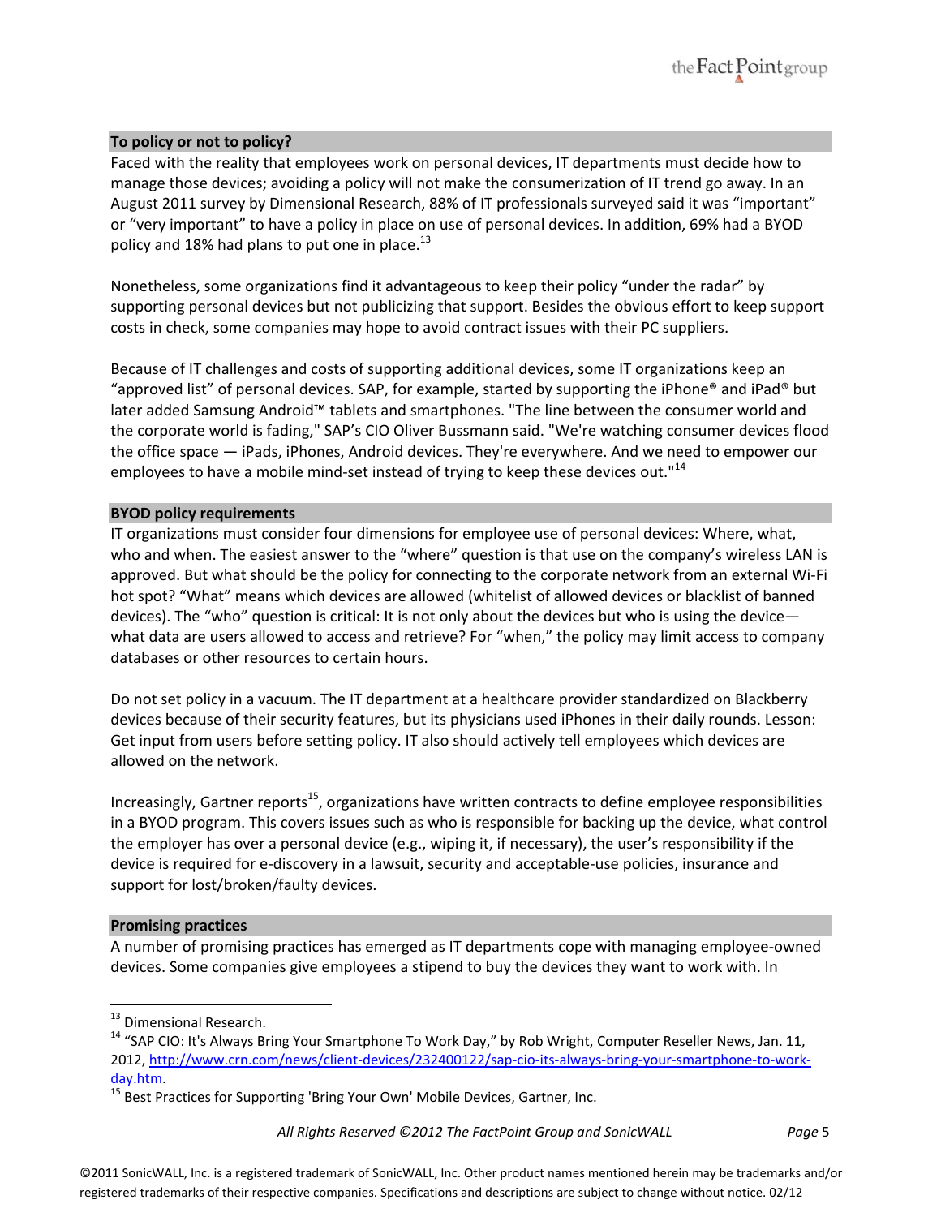## To policy or not to policy?

Faced with the reality that employees work on personal devices, IT departments must decide how to manage those devices; avoiding a policy will not make the consumerization of IT trend go away. In an August 2011 survey by Dimensional Research, 88% of IT professionals surveyed said it was "important" or "very important" to have a policy in place on use of personal devices. In addition, 69% had a BYOD policy and 18% had plans to put one in place.[13]

Nonetheless, some organizations find it advantageous to keep their policy "under the radar" by supporting personal devices but not publicizing that support. Besides the obvious effort to keep support costs in check, some companies may hope to avoid contract issues with their PC suppliers.

Because of IT challenges and costs of supporting additional devices, some IT organizations keep an "approved list" of personal devices. SAP, for example, started by supporting the iPhone® and iPad® but later added Samsung Android™ tablets and smartphones. "The line between the consumer world and the corporate world is fading," SAP's CIO Oliver Bussmann said. "We're watching consumer devices flood the office space — iPads, iPhones, Android devices. They're everywhere. And we need to empower our employees to have a mobile mind-set instead of trying to keep these devices out."[14]

## BYOD policy requirements

IT organizations must consider four dimensions for employee use of personal devices: Where, what, who and when. The easiest answer to the "where" question is that use on the company's wireless LAN is approved. But what should be the policy for connecting to the corporate network from an external Wi-Fi hot spot? "What" means which devices are allowed (whitelist of allowed devices or blacklist of banned devices). The "who" question is critical: It is not only about the devices but who is using the device—what data are users allowed to access and retrieve? For "when," the policy may limit access to company databases or other resources to certain hours.

Do not set policy in a vacuum. The IT department at a healthcare provider standardized on Blackberry devices because of their security features, but its physicians used iPhones in their daily rounds. Lesson: Get input from users before setting policy. IT also should actively tell employees which devices are allowed on the network.

Increasingly, Gartner reports[15], organizations have written contracts to define employee responsibilities in a BYOD program. This covers issues such as who is responsible for backing up the device, what control the employer has over a personal device (e.g., wiping it, if necessary), the user's responsibility if the device is required for e-discovery in a lawsuit, security and acceptable-use policies, insurance and support for lost/broken/faulty devices.

## Promising practices

A number of promising practices has emerged as IT departments cope with managing employee-owned devices. Some companies give employees a stipend to buy the devices they want to work with. In

---

[13] Dimensional Research.

[14] "SAP CIO: It's Always Bring Your Smartphone To Work Day," by Rob Wright, Computer Reseller News, Jan. 11, 2012, http://www.crn.com/news/client-devices/232400122/sap-cio-its-always-bring-your-smartphone-to-work-day.htm.

[15] Best Practices for Supporting 'Bring Your Own' Mobile Devices, Gartner, Inc.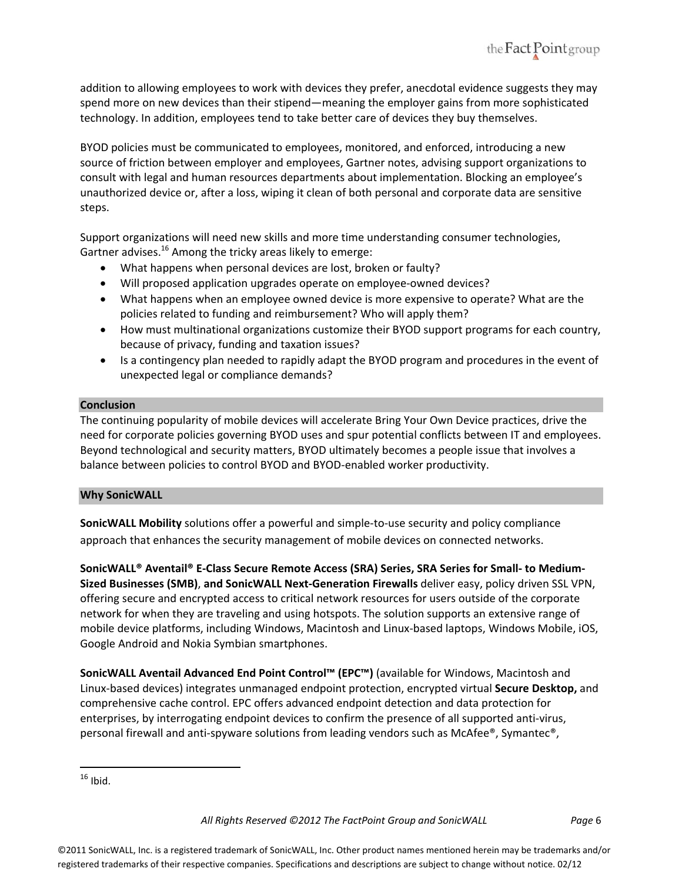addition to allowing employees to work with devices they prefer, anecdotal evidence suggests they may spend more on new devices than their stipend—meaning the employer gains from more sophisticated technology. In addition, employees tend to take better care of devices they buy themselves.

BYOD policies must be communicated to employees, monitored, and enforced, introducing a new source of friction between employer and employees, Gartner notes, advising support organizations to consult with legal and human resources departments about implementation. Blocking an employee's unauthorized device or, after a loss, wiping it clean of both personal and corporate data are sensitive steps.

Support organizations will need new skills and more time understanding consumer technologies, Gartner advises.[16] Among the tricky areas likely to emerge:

- What happens when personal devices are lost, broken or faulty?
- Will proposed application upgrades operate on employee-owned devices?
- What happens when an employee owned device is more expensive to operate? What are the policies related to funding and reimbursement? Who will apply them?
- How must multinational organizations customize their BYOD support programs for each country, because of privacy, funding and taxation issues?
- Is a contingency plan needed to rapidly adapt the BYOD program and procedures in the event of unexpected legal or compliance demands?

## Conclusion

The continuing popularity of mobile devices will accelerate Bring Your Own Device practices, drive the need for corporate policies governing BYOD uses and spur potential conflicts between IT and employees. Beyond technological and security matters, BYOD ultimately becomes a people issue that involves a balance between policies to control BYOD and BYOD-enabled worker productivity.

## Why SonicWALL

**SonicWALL Mobility** solutions offer a powerful and simple-to-use security and policy compliance approach that enhances the security management of mobile devices on connected networks.

**SonicWALL® Aventail® E-Class Secure Remote Access (SRA) Series, SRA Series for Small- to Medium-Sized Businesses (SMB)**, **and SonicWALL Next-Generation Firewalls** deliver easy, policy driven SSL VPN, offering secure and encrypted access to critical network resources for users outside of the corporate network for when they are traveling and using hotspots. The solution supports an extensive range of mobile device platforms, including Windows, Macintosh and Linux-based laptops, Windows Mobile, iOS, Google Android and Nokia Symbian smartphones.

**SonicWALL Aventail Advanced End Point Control™ (EPC™)** (available for Windows, Macintosh and Linux-based devices) integrates unmanaged endpoint protection, encrypted virtual **Secure Desktop,** and comprehensive cache control. EPC offers advanced endpoint detection and data protection for enterprises, by interrogating endpoint devices to confirm the presence of all supported anti-virus, personal firewall and anti-spyware solutions from leading vendors such as McAfee®, Symantec®,

---

[16] Ibid.

©2011 SonicWALL, Inc. is a registered trademark of SonicWALL, Inc. Other product names mentioned herein may be trademarks and/or registered trademarks of their respective companies. Specifications and descriptions are subject to change without notice. 02/12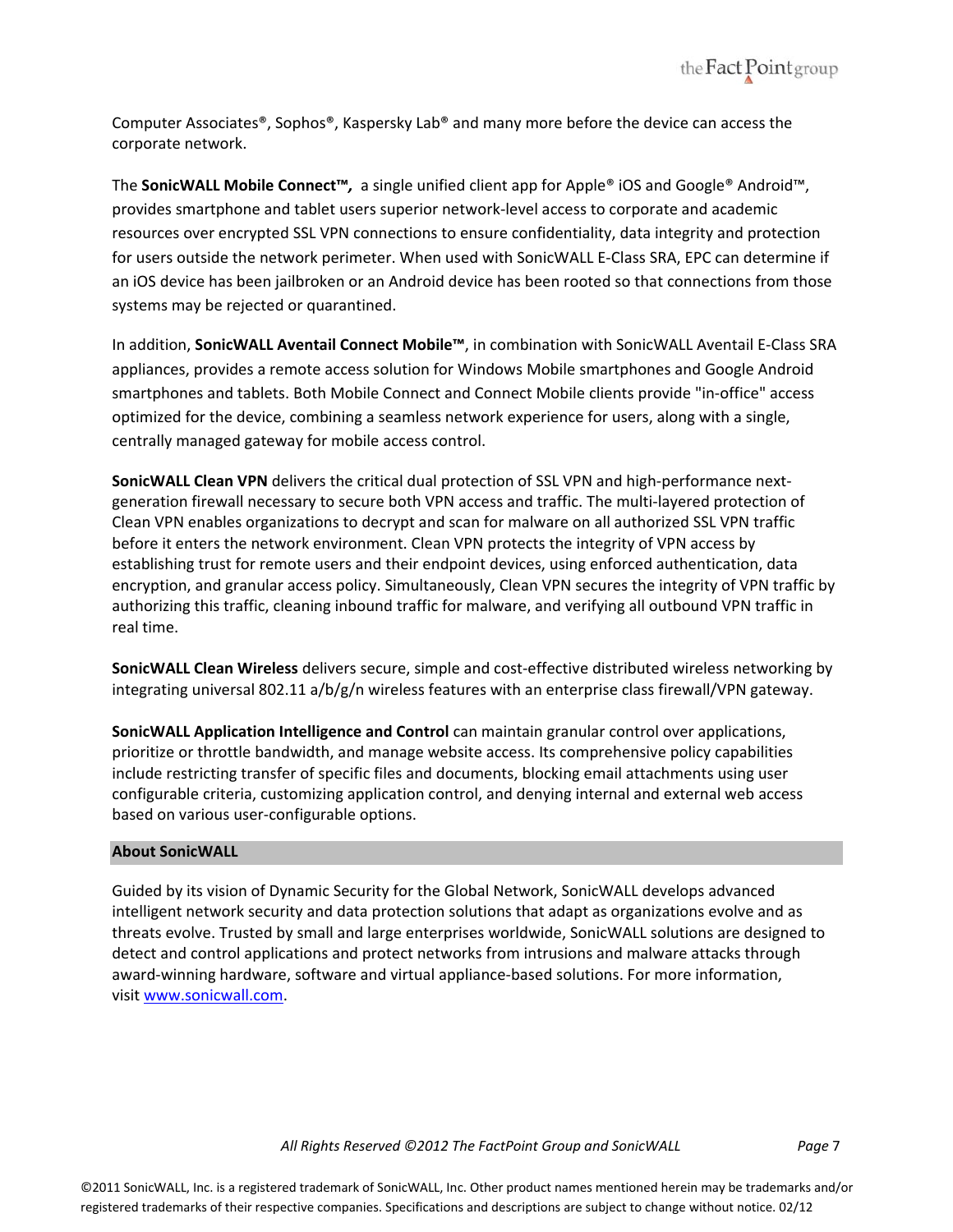Computer Associates®, Sophos®, Kaspersky Lab® and many more before the device can access the corporate network.

The **SonicWALL Mobile Connect™,** a single unified client app for Apple® iOS and Google® Android™, provides smartphone and tablet users superior network-level access to corporate and academic resources over encrypted SSL VPN connections to ensure confidentiality, data integrity and protection for users outside the network perimeter. When used with SonicWALL E-Class SRA, EPC can determine if an iOS device has been jailbroken or an Android device has been rooted so that connections from those systems may be rejected or quarantined.

In addition, **SonicWALL Aventail Connect Mobile™**, in combination with SonicWALL Aventail E-Class SRA appliances, provides a remote access solution for Windows Mobile smartphones and Google Android smartphones and tablets. Both Mobile Connect and Connect Mobile clients provide "in-office" access optimized for the device, combining a seamless network experience for users, along with a single, centrally managed gateway for mobile access control.

**SonicWALL Clean VPN** delivers the critical dual protection of SSL VPN and high-performance next-generation firewall necessary to secure both VPN access and traffic. The multi-layered protection of Clean VPN enables organizations to decrypt and scan for malware on all authorized SSL VPN traffic before it enters the network environment. Clean VPN protects the integrity of VPN access by establishing trust for remote users and their endpoint devices, using enforced authentication, data encryption, and granular access policy. Simultaneously, Clean VPN secures the integrity of VPN traffic by authorizing this traffic, cleaning inbound traffic for malware, and verifying all outbound VPN traffic in real time.

**SonicWALL Clean Wireless** delivers secure, simple and cost-effective distributed wireless networking by integrating universal 802.11 a/b/g/n wireless features with an enterprise class firewall/VPN gateway.

**SonicWALL Application Intelligence and Control** can maintain granular control over applications, prioritize or throttle bandwidth, and manage website access. Its comprehensive policy capabilities include restricting transfer of specific files and documents, blocking email attachments using user configurable criteria, customizing application control, and denying internal and external web access based on various user-configurable options.

## About SonicWALL

Guided by its vision of Dynamic Security for the Global Network, SonicWALL develops advanced intelligent network security and data protection solutions that adapt as organizations evolve and as threats evolve. Trusted by small and large enterprises worldwide, SonicWALL solutions are designed to detect and control applications and protect networks from intrusions and malware attacks through award-winning hardware, software and virtual appliance-based solutions. For more information, visit www.sonicwall.com.

©2011 SonicWALL, Inc. is a registered trademark of SonicWALL, Inc. Other product names mentioned herein may be trademarks and/or registered trademarks of their respective companies. Specifications and descriptions are subject to change without notice. 02/12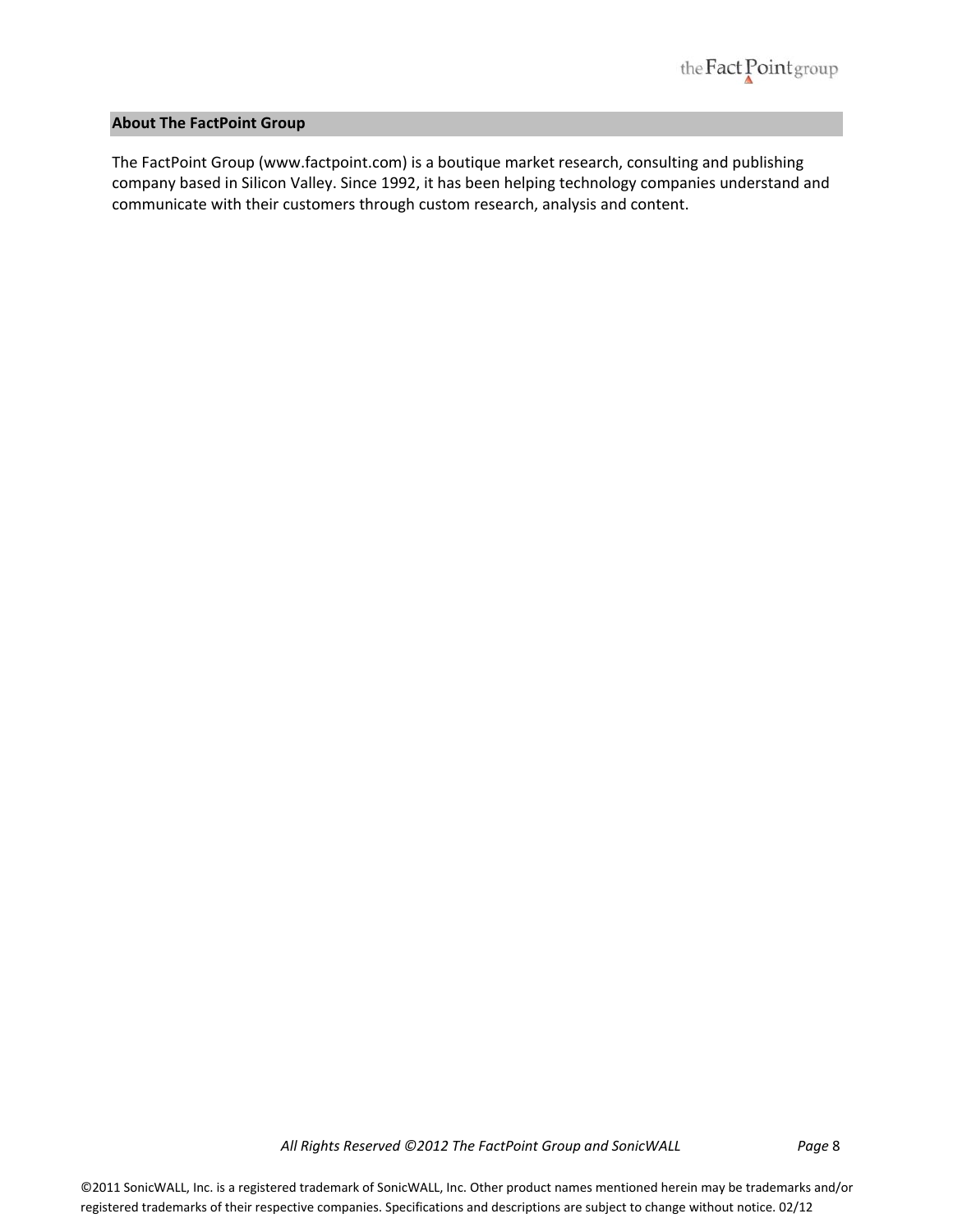## About The FactPoint Group

The FactPoint Group (www.factpoint.com) is a boutique market research, consulting and publishing company based in Silicon Valley. Since 1992, it has been helping technology companies understand and communicate with their customers through custom research, analysis and content.

©2011 SonicWALL, Inc. is a registered trademark of SonicWALL, Inc. Other product names mentioned herein may be trademarks and/or registered trademarks of their respective companies. Specifications and descriptions are subject to change without notice. 02/12